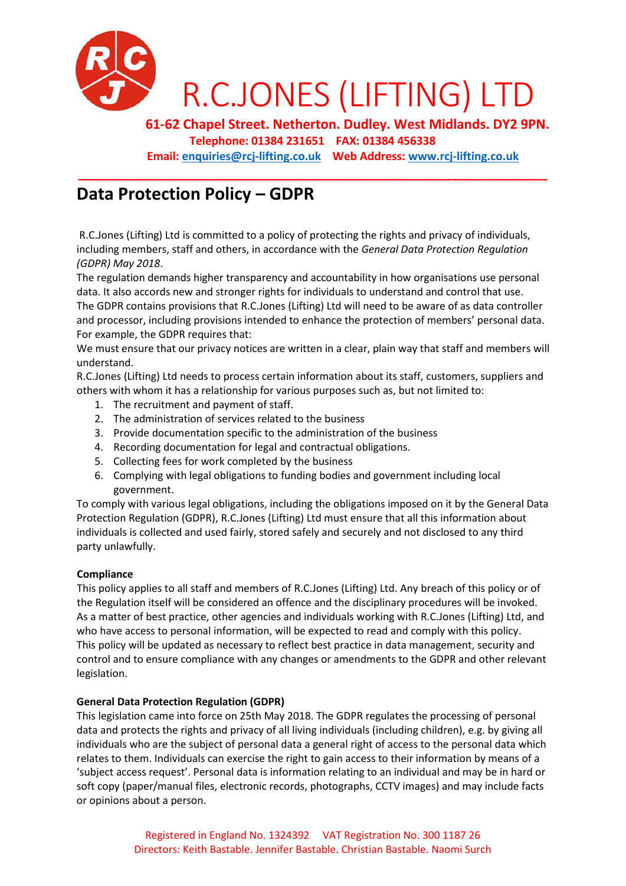# R.C.JONES (LIFTING) LTD

**61-62 Chapel Street. Netherton. Dudley. West Midlands. DY2 9PN.**
**Telephone: 01384 231651 FAX: 01384 456338**
**Email: enquiries@rcj-lifting.co.uk Web Address: www.rcj-lifting.co.uk**

## Data Protection Policy – GDPR

R.C.Jones (Lifting) Ltd is committed to a policy of protecting the rights and privacy of individuals, including members, staff and others, in accordance with the *General Data Protection Regulation (GDPR) May 2018*.

The regulation demands higher transparency and accountability in how organisations use personal data. It also accords new and stronger rights for individuals to understand and control that use.

The GDPR contains provisions that R.C.Jones (Lifting) Ltd will need to be aware of as data controller and processor, including provisions intended to enhance the protection of members' personal data. For example, the GDPR requires that:

We must ensure that our privacy notices are written in a clear, plain way that staff and members will understand.

R.C.Jones (Lifting) Ltd needs to process certain information about its staff, customers, suppliers and others with whom it has a relationship for various purposes such as, but not limited to:

1. The recruitment and payment of staff.
2. The administration of services related to the business
3. Provide documentation specific to the administration of the business
4. Recording documentation for legal and contractual obligations.
5. Collecting fees for work completed by the business
6. Complying with legal obligations to funding bodies and government including local government.

To comply with various legal obligations, including the obligations imposed on it by the General Data Protection Regulation (GDPR), R.C.Jones (Lifting) Ltd must ensure that all this information about individuals is collected and used fairly, stored safely and securely and not disclosed to any third party unlawfully.

**Compliance**

This policy applies to all staff and members of R.C.Jones (Lifting) Ltd. Any breach of this policy or of the Regulation itself will be considered an offence and the disciplinary procedures will be invoked.

As a matter of best practice, other agencies and individuals working with R.C.Jones (Lifting) Ltd, and who have access to personal information, will be expected to read and comply with this policy.

This policy will be updated as necessary to reflect best practice in data management, security and control and to ensure compliance with any changes or amendments to the GDPR and other relevant legislation.

**General Data Protection Regulation (GDPR)**

This legislation came into force on 25th May 2018. The GDPR regulates the processing of personal data and protects the rights and privacy of all living individuals (including children), e.g. by giving all individuals who are the subject of personal data a general right of access to the personal data which relates to them. Individuals can exercise the right to gain access to their information by means of a 'subject access request'. Personal data is information relating to an individual and may be in hard or soft copy (paper/manual files, electronic records, photographs, CCTV images) and may include facts or opinions about a person.

Registered in England No. 1324392 VAT Registration No. 300 1187 26
Directors: Keith Bastable. Jennifer Bastable. Christian Bastable. Naomi Surch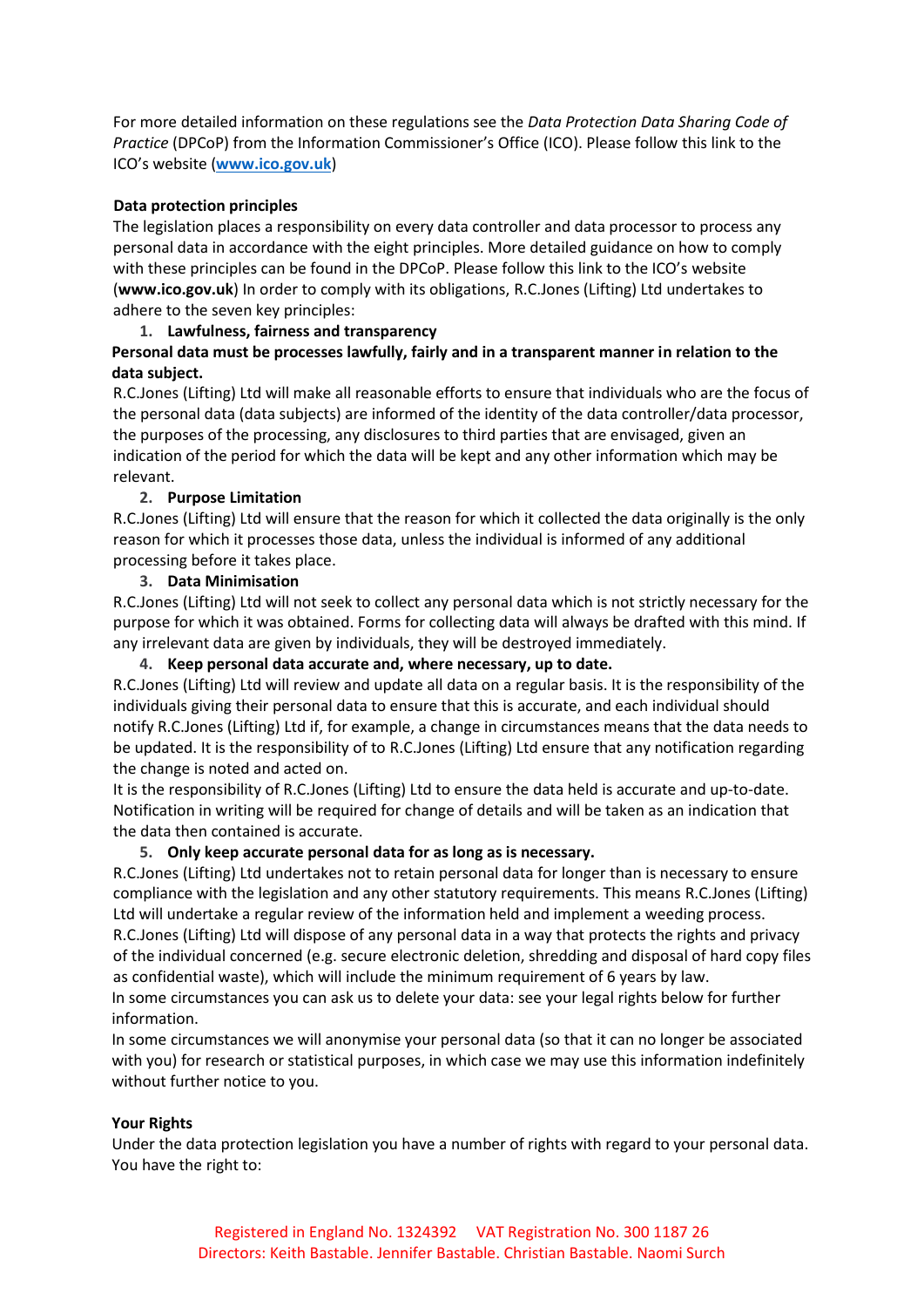For more detailed information on these regulations see the *Data Protection Data Sharing Code of Practice* (DPCoP) from the Information Commissioner's Office (ICO). Please follow this link to the ICO's website (**[www.ico.gov.uk](http://www.ico.gov.uk)**)

**Data protection principles**

The legislation places a responsibility on every data controller and data processor to process any personal data in accordance with the eight principles. More detailed guidance on how to comply with these principles can be found in the DPCoP. Please follow this link to the ICO's website (**www.ico.gov.uk**) In order to comply with its obligations, R.C.Jones (Lifting) Ltd undertakes to adhere to the seven key principles:

1. **Lawfulness, fairness and transparency**

**Personal data must be processes lawfully, fairly and in a transparent manner in relation to the data subject.**

R.C.Jones (Lifting) Ltd will make all reasonable efforts to ensure that individuals who are the focus of the personal data (data subjects) are informed of the identity of the data controller/data processor, the purposes of the processing, any disclosures to third parties that are envisaged, given an indication of the period for which the data will be kept and any other information which may be relevant.

2. **Purpose Limitation**

R.C.Jones (Lifting) Ltd will ensure that the reason for which it collected the data originally is the only reason for which it processes those data, unless the individual is informed of any additional processing before it takes place.

3. **Data Minimisation**

R.C.Jones (Lifting) Ltd will not seek to collect any personal data which is not strictly necessary for the purpose for which it was obtained. Forms for collecting data will always be drafted with this mind. If any irrelevant data are given by individuals, they will be destroyed immediately.

4. **Keep personal data accurate and, where necessary, up to date.**

R.C.Jones (Lifting) Ltd will review and update all data on a regular basis. It is the responsibility of the individuals giving their personal data to ensure that this is accurate, and each individual should notify R.C.Jones (Lifting) Ltd if, for example, a change in circumstances means that the data needs to be updated. It is the responsibility of to R.C.Jones (Lifting) Ltd ensure that any notification regarding the change is noted and acted on.

It is the responsibility of R.C.Jones (Lifting) Ltd to ensure the data held is accurate and up-to-date. Notification in writing will be required for change of details and will be taken as an indication that the data then contained is accurate.

5. **Only keep accurate personal data for as long as is necessary.**

R.C.Jones (Lifting) Ltd undertakes not to retain personal data for longer than is necessary to ensure compliance with the legislation and any other statutory requirements. This means R.C.Jones (Lifting) Ltd will undertake a regular review of the information held and implement a weeding process. R.C.Jones (Lifting) Ltd will dispose of any personal data in a way that protects the rights and privacy of the individual concerned (e.g. secure electronic deletion, shredding and disposal of hard copy files as confidential waste), which will include the minimum requirement of 6 years by law.

In some circumstances you can ask us to delete your data: see your legal rights below for further information.

In some circumstances we will anonymise your personal data (so that it can no longer be associated with you) for research or statistical purposes, in which case we may use this information indefinitely without further notice to you.

**Your Rights**

Under the data protection legislation you have a number of rights with regard to your personal data. You have the right to: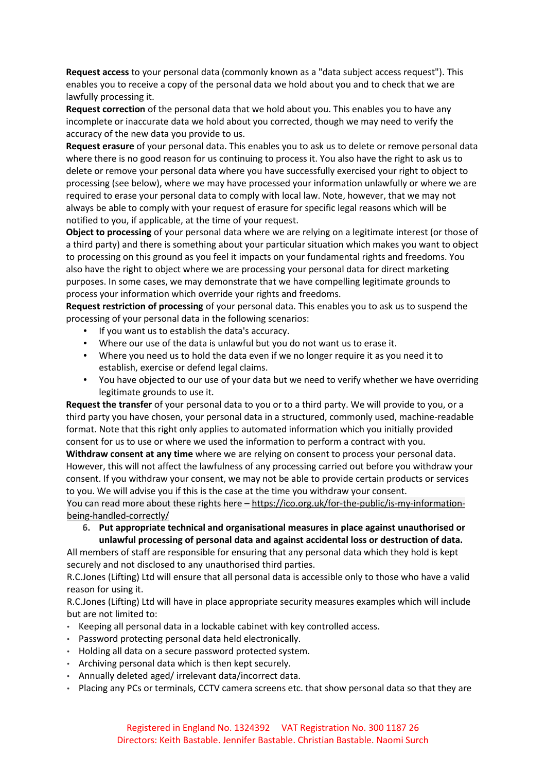**Request access** to your personal data (commonly known as a "data subject access request"). This enables you to receive a copy of the personal data we hold about you and to check that we are lawfully processing it.

**Request correction** of the personal data that we hold about you. This enables you to have any incomplete or inaccurate data we hold about you corrected, though we may need to verify the accuracy of the new data you provide to us.

**Request erasure** of your personal data. This enables you to ask us to delete or remove personal data where there is no good reason for us continuing to process it. You also have the right to ask us to delete or remove your personal data where you have successfully exercised your right to object to processing (see below), where we may have processed your information unlawfully or where we are required to erase your personal data to comply with local law. Note, however, that we may not always be able to comply with your request of erasure for specific legal reasons which will be notified to you, if applicable, at the time of your request.

**Object to processing** of your personal data where we are relying on a legitimate interest (or those of a third party) and there is something about your particular situation which makes you want to object to processing on this ground as you feel it impacts on your fundamental rights and freedoms. You also have the right to object where we are processing your personal data for direct marketing purposes. In some cases, we may demonstrate that we have compelling legitimate grounds to process your information which override your rights and freedoms.

**Request restriction of processing** of your personal data. This enables you to ask us to suspend the processing of your personal data in the following scenarios:

- If you want us to establish the data's accuracy.
- Where our use of the data is unlawful but you do not want us to erase it.
- Where you need us to hold the data even if we no longer require it as you need it to establish, exercise or defend legal claims.
- You have objected to our use of your data but we need to verify whether we have overriding legitimate grounds to use it.

**Request the transfer** of your personal data to you or to a third party. We will provide to you, or a third party you have chosen, your personal data in a structured, commonly used, machine-readable format. Note that this right only applies to automated information which you initially provided consent for us to use or where we used the information to perform a contract with you.

**Withdraw consent at any time** where we are relying on consent to process your personal data. However, this will not affect the lawfulness of any processing carried out before you withdraw your consent. If you withdraw your consent, we may not be able to provide certain products or services to you. We will advise you if this is the case at the time you withdraw your consent.

You can read more about these rights here – https://ico.org.uk/for-the-public/is-my-information-being-handled-correctly/

6. **Put appropriate technical and organisational measures in place against unauthorised or unlawful processing of personal data and against accidental loss or destruction of data.**

All members of staff are responsible for ensuring that any personal data which they hold is kept securely and not disclosed to any unauthorised third parties.

R.C.Jones (Lifting) Ltd will ensure that all personal data is accessible only to those who have a valid reason for using it.

R.C.Jones (Lifting) Ltd will have in place appropriate security measures examples which will include but are not limited to:

- Keeping all personal data in a lockable cabinet with key controlled access.
- Password protecting personal data held electronically.
- Holding all data on a secure password protected system.
- Archiving personal data which is then kept securely.
- Annually deleted aged/ irrelevant data/incorrect data.
- Placing any PCs or terminals, CCTV camera screens etc. that show personal data so that they are

Registered in England No. 1324392 VAT Registration No. 300 1187 26
Directors: Keith Bastable. Jennifer Bastable. Christian Bastable. Naomi Surch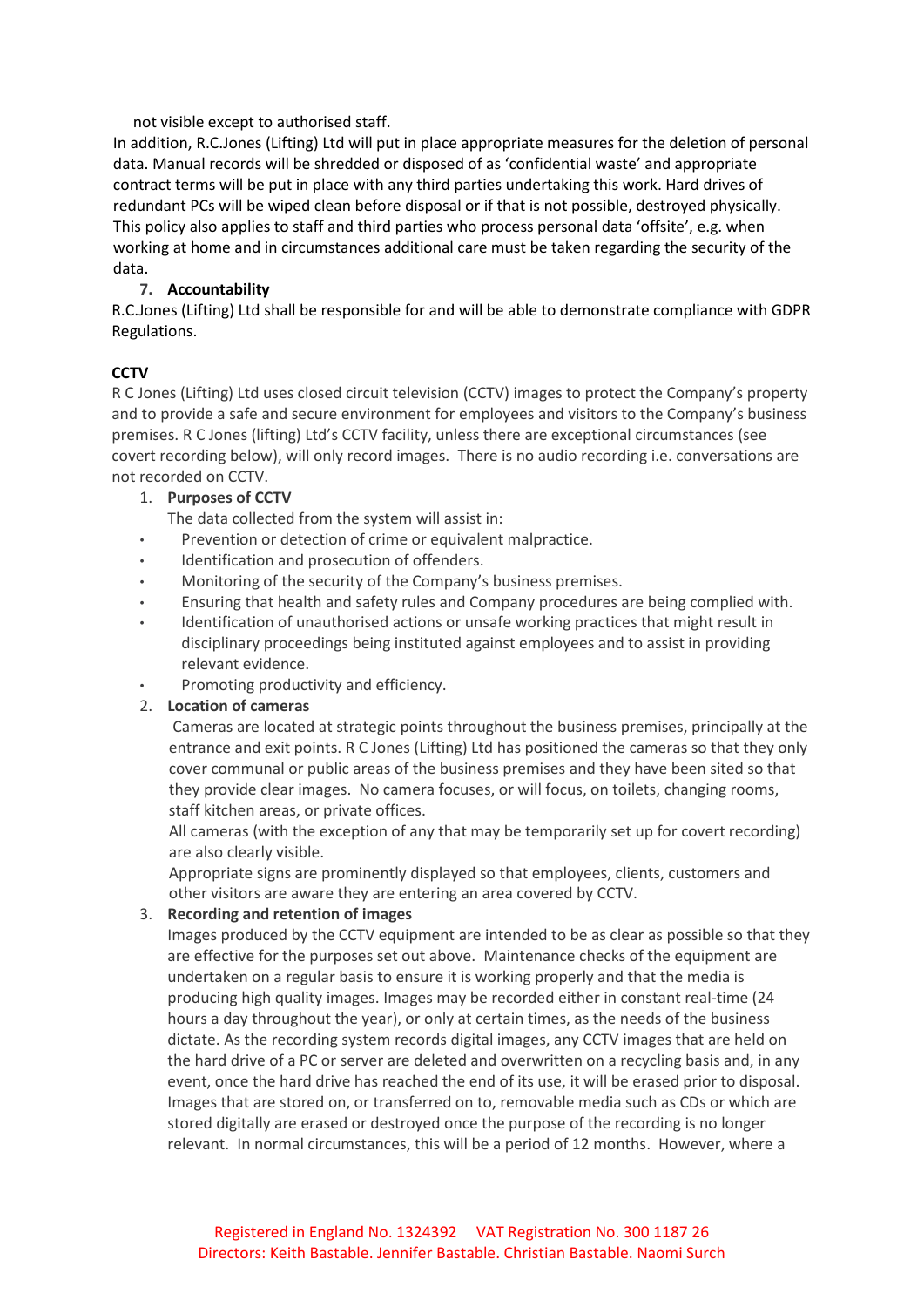not visible except to authorised staff.

In addition, R.C.Jones (Lifting) Ltd will put in place appropriate measures for the deletion of personal data. Manual records will be shredded or disposed of as 'confidential waste' and appropriate contract terms will be put in place with any third parties undertaking this work. Hard drives of redundant PCs will be wiped clean before disposal or if that is not possible, destroyed physically. This policy also applies to staff and third parties who process personal data 'offsite', e.g. when working at home and in circumstances additional care must be taken regarding the security of the data.

7. **Accountability**

R.C.Jones (Lifting) Ltd shall be responsible for and will be able to demonstrate compliance with GDPR Regulations.

**CCTV**

R C Jones (Lifting) Ltd uses closed circuit television (CCTV) images to protect the Company's property and to provide a safe and secure environment for employees and visitors to the Company's business premises. R C Jones (lifting) Ltd's CCTV facility, unless there are exceptional circumstances (see covert recording below), will only record images. There is no audio recording i.e. conversations are not recorded on CCTV.

1. **Purposes of CCTV**

   The data collected from the system will assist in:

   - Prevention or detection of crime or equivalent malpractice.
   - Identification and prosecution of offenders.
   - Monitoring of the security of the Company's business premises.
   - Ensuring that health and safety rules and Company procedures are being complied with.
   - Identification of unauthorised actions or unsafe working practices that might result in disciplinary proceedings being instituted against employees and to assist in providing relevant evidence.
   - Promoting productivity and efficiency.

2. **Location of cameras**

   Cameras are located at strategic points throughout the business premises, principally at the entrance and exit points. R C Jones (Lifting) Ltd has positioned the cameras so that they only cover communal or public areas of the business premises and they have been sited so that they provide clear images. No camera focuses, or will focus, on toilets, changing rooms, staff kitchen areas, or private offices.

   All cameras (with the exception of any that may be temporarily set up for covert recording) are also clearly visible.

   Appropriate signs are prominently displayed so that employees, clients, customers and other visitors are aware they are entering an area covered by CCTV.

3. **Recording and retention of images**

   Images produced by the CCTV equipment are intended to be as clear as possible so that they are effective for the purposes set out above. Maintenance checks of the equipment are undertaken on a regular basis to ensure it is working properly and that the media is producing high quality images. Images may be recorded either in constant real-time (24 hours a day throughout the year), or only at certain times, as the needs of the business dictate. As the recording system records digital images, any CCTV images that are held on the hard drive of a PC or server are deleted and overwritten on a recycling basis and, in any event, once the hard drive has reached the end of its use, it will be erased prior to disposal. Images that are stored on, or transferred on to, removable media such as CDs or which are stored digitally are erased or destroyed once the purpose of the recording is no longer relevant. In normal circumstances, this will be a period of 12 months. However, where a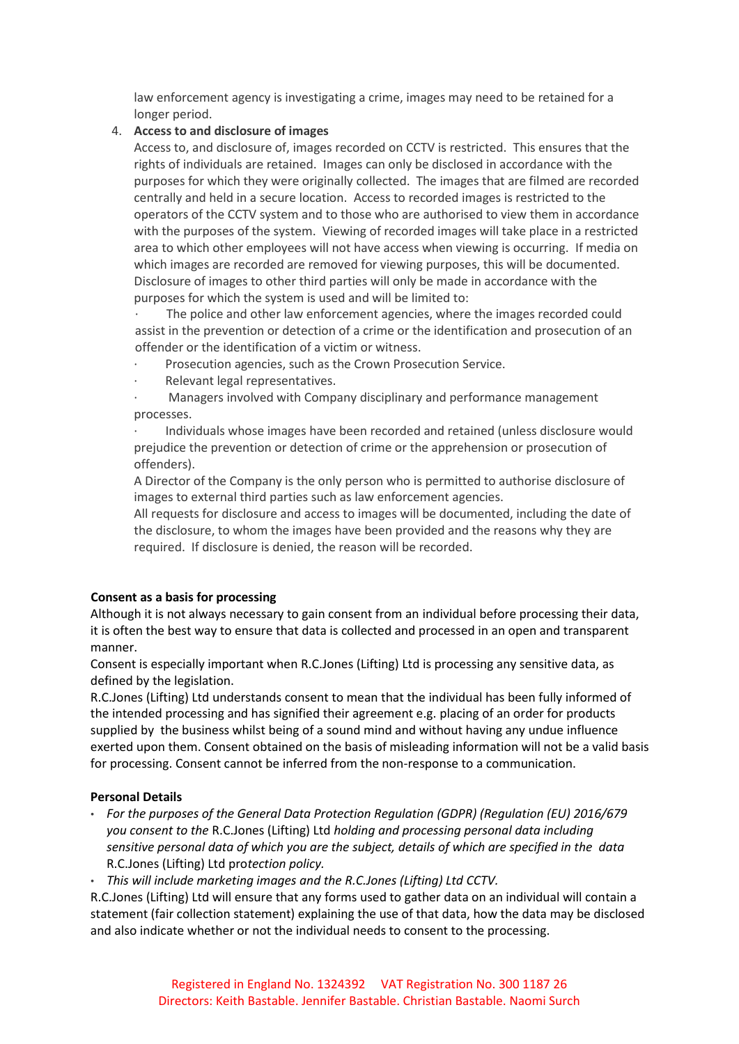law enforcement agency is investigating a crime, images may need to be retained for a longer period.

4. **Access to and disclosure of images**

   Access to, and disclosure of, images recorded on CCTV is restricted. This ensures that the rights of individuals are retained. Images can only be disclosed in accordance with the purposes for which they were originally collected. The images that are filmed are recorded centrally and held in a secure location. Access to recorded images is restricted to the operators of the CCTV system and to those who are authorised to view them in accordance with the purposes of the system. Viewing of recorded images will take place in a restricted area to which other employees will not have access when viewing is occurring. If media on which images are recorded are removed for viewing purposes, this will be documented. Disclosure of images to other third parties will only be made in accordance with the purposes for which the system is used and will be limited to:

   - The police and other law enforcement agencies, where the images recorded could assist in the prevention or detection of a crime or the identification and prosecution of an offender or the identification of a victim or witness.
   - Prosecution agencies, such as the Crown Prosecution Service.
   - Relevant legal representatives.
   - Managers involved with Company disciplinary and performance management processes.
   - Individuals whose images have been recorded and retained (unless disclosure would prejudice the prevention or detection of crime or the apprehension or prosecution of offenders).

   A Director of the Company is the only person who is permitted to authorise disclosure of images to external third parties such as law enforcement agencies.

   All requests for disclosure and access to images will be documented, including the date of the disclosure, to whom the images have been provided and the reasons why they are required. If disclosure is denied, the reason will be recorded.

**Consent as a basis for processing**

Although it is not always necessary to gain consent from an individual before processing their data, it is often the best way to ensure that data is collected and processed in an open and transparent manner.

Consent is especially important when R.C.Jones (Lifting) Ltd is processing any sensitive data, as defined by the legislation.

R.C.Jones (Lifting) Ltd understands consent to mean that the individual has been fully informed of the intended processing and has signified their agreement e.g. placing of an order for products supplied by the business whilst being of a sound mind and without having any undue influence exerted upon them. Consent obtained on the basis of misleading information will not be a valid basis for processing. Consent cannot be inferred from the non-response to a communication.

**Personal Details**

- *For the purposes of the General Data Protection Regulation (GDPR) (Regulation (EU) 2016/679 you consent to the* R.C.Jones (Lifting) Ltd *holding and processing personal data including sensitive personal data of which you are the subject, details of which are specified in the data* R.C.Jones (Lifting) Ltd pro*tection policy.*
- *This will include marketing images and the R.C.Jones (Lifting) Ltd CCTV.*

R.C.Jones (Lifting) Ltd will ensure that any forms used to gather data on an individual will contain a statement (fair collection statement) explaining the use of that data, how the data may be disclosed and also indicate whether or not the individual needs to consent to the processing.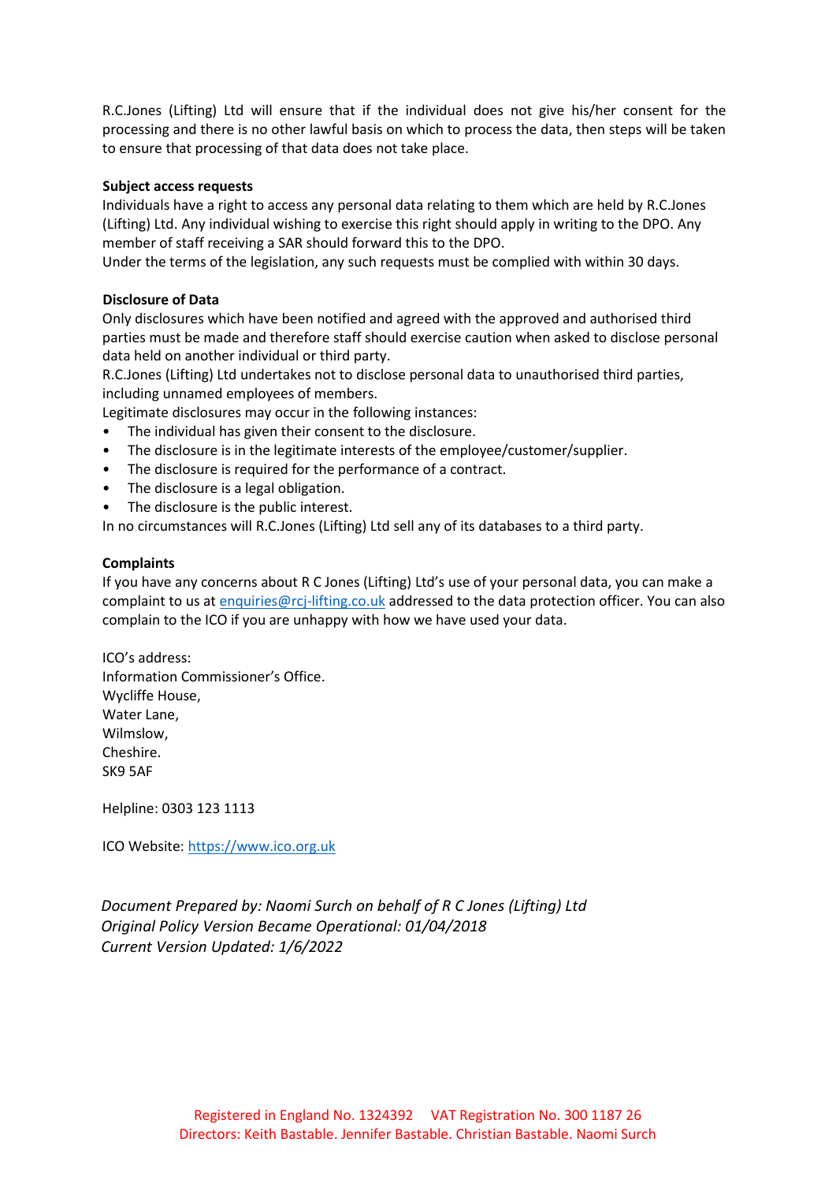R.C.Jones (Lifting) Ltd will ensure that if the individual does not give his/her consent for the processing and there is no other lawful basis on which to process the data, then steps will be taken to ensure that processing of that data does not take place.

**Subject access requests**

Individuals have a right to access any personal data relating to them which are held by R.C.Jones (Lifting) Ltd. Any individual wishing to exercise this right should apply in writing to the DPO. Any member of staff receiving a SAR should forward this to the DPO.

Under the terms of the legislation, any such requests must be complied with within 30 days.

**Disclosure of Data**

Only disclosures which have been notified and agreed with the approved and authorised third parties must be made and therefore staff should exercise caution when asked to disclose personal data held on another individual or third party.

R.C.Jones (Lifting) Ltd undertakes not to disclose personal data to unauthorised third parties, including unnamed employees of members.

Legitimate disclosures may occur in the following instances:

- The individual has given their consent to the disclosure.
- The disclosure is in the legitimate interests of the employee/customer/supplier.
- The disclosure is required for the performance of a contract.
- The disclosure is a legal obligation.
- The disclosure is the public interest.

In no circumstances will R.C.Jones (Lifting) Ltd sell any of its databases to a third party.

**Complaints**

If you have any concerns about R C Jones (Lifting) Ltd's use of your personal data, you can make a complaint to us at enquiries@rcj-lifting.co.uk addressed to the data protection officer. You can also complain to the ICO if you are unhappy with how we have used your data.

ICO's address:
Information Commissioner's Office.
Wycliffe House,
Water Lane,
Wilmslow,
Cheshire.
SK9 5AF

Helpline: 0303 123 1113

ICO Website: https://www.ico.org.uk

*Document Prepared by: Naomi Surch on behalf of R C Jones (Lifting) Ltd*
*Original Policy Version Became Operational: 01/04/2018*
*Current Version Updated: 1/6/2022*

Registered in England No. 1324392 VAT Registration No. 300 1187 26
Directors: Keith Bastable. Jennifer Bastable. Christian Bastable. Naomi Surch